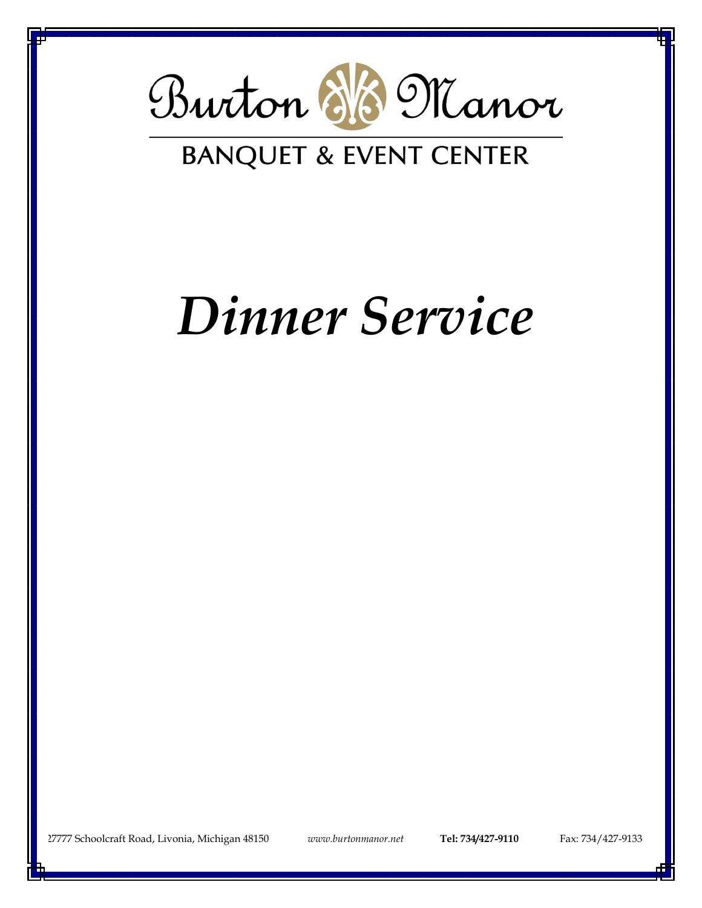# Burton Manor

## BANQUET & EVENT CENTER

# *Dinner Service*

27777 Schoolcraft Road, Livonia, Michigan 48150 *www.burtonmanor.net* **Tel: 734/427-9110** Fax: 734/427-9133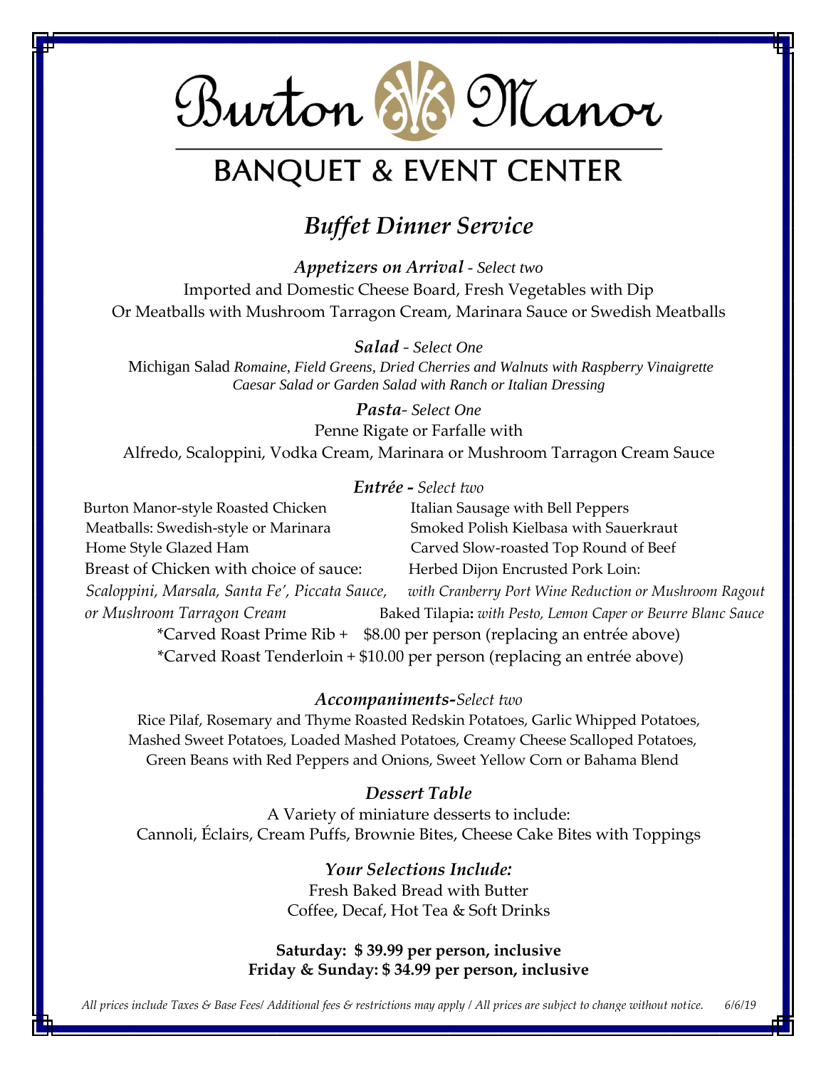# Burton Manor

## BANQUET & EVENT CENTER

## *Buffet Dinner Service*

***Appetizers on Arrival*** *- Select two*

Imported and Domestic Cheese Board, Fresh Vegetables with Dip
Or Meatballs with Mushroom Tarragon Cream, Marinara Sauce or Swedish Meatballs

***Salad*** *- Select One*

Michigan Salad *Romaine, Field Greens, Dried Cherries and Walnuts with Raspberry Vinaigrette*
*Caesar Salad or Garden Salad with Ranch or Italian Dressing*

***Pasta****- Select One*

Penne Rigate or Farfalle with
Alfredo, Scaloppini, Vodka Cream, Marinara or Mushroom Tarragon Cream Sauce

***Entrée -*** *Select two*

Burton Manor-style Roasted Chicken
Meatballs: Swedish-style or Marinara
Home Style Glazed Ham
Breast of Chicken with choice of sauce:
*Scaloppini, Marsala, Santa Fe', Piccata Sauce, or Mushroom Tarragon Cream*

Italian Sausage with Bell Peppers
Smoked Polish Kielbasa with Sauerkraut
Carved Slow-roasted Top Round of Beef
Herbed Dijon Encrusted Pork Loin:
*with Cranberry Port Wine Reduction or Mushroom Ragout*
Baked Tilapia**:** *with Pesto, Lemon Caper or Beurre Blanc Sauce*

*Carved Roast Prime Rib + $8.00 per person (replacing an entrée above)
*Carved Roast Tenderloin + $10.00 per person (replacing an entrée above)

***Accompaniments-****Select two*

Rice Pilaf, Rosemary and Thyme Roasted Redskin Potatoes, Garlic Whipped Potatoes, Mashed Sweet Potatoes, Loaded Mashed Potatoes, Creamy Cheese Scalloped Potatoes, Green Beans with Red Peppers and Onions, Sweet Yellow Corn or Bahama Blend

***Dessert Table***

A Variety of miniature desserts to include:
Cannoli, Éclairs, Cream Puffs, Brownie Bites, Cheese Cake Bites with Toppings

***Your Selections Include:***

Fresh Baked Bread with Butter
Coffee, Decaf, Hot Tea & Soft Drinks

**Saturday: $ 39.99 per person, inclusive**
**Friday & Sunday: $ 34.99 per person, inclusive**

*All prices include Taxes & Base Fees/ Additional fees & restrictions may apply / All prices are subject to change without notice. 6/6/19*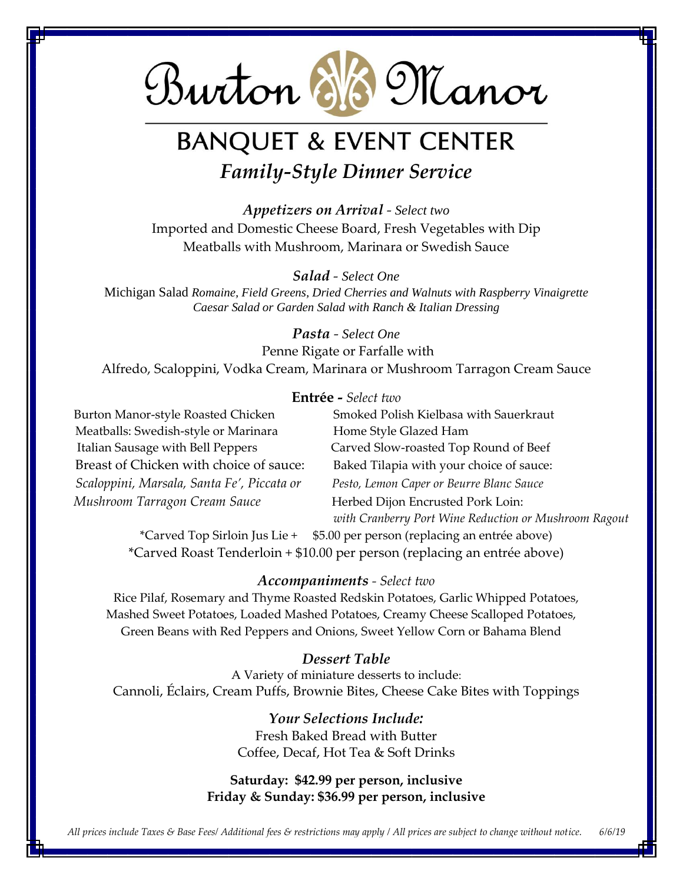# Burton Manor

## BANQUET & EVENT CENTER

### *Family-Style Dinner Service*

***Appetizers on Arrival*** *- Select two*

Imported and Domestic Cheese Board, Fresh Vegetables with Dip
Meatballs with Mushroom, Marinara or Swedish Sauce

***Salad*** *- Select One*

Michigan Salad *Romaine, Field Greens, Dried Cherries and Walnuts with Raspberry Vinaigrette*
*Caesar Salad or Garden Salad with Ranch & Italian Dressing*

***Pasta*** *- Select One*

Penne Rigate or Farfalle with
Alfredo, Scaloppini, Vodka Cream, Marinara or Mushroom Tarragon Cream Sauce

**Entrée -** *Select two*

Burton Manor-style Roasted Chicken
Meatballs: Swedish-style or Marinara
Italian Sausage with Bell Peppers
Breast of Chicken with choice of sauce:
*Scaloppini, Marsala, Santa Fe', Piccata or Mushroom Tarragon Cream Sauce*

Smoked Polish Kielbasa with Sauerkraut
Home Style Glazed Ham
Carved Slow-roasted Top Round of Beef
Baked Tilapia with your choice of sauce:
*Pesto, Lemon Caper or Beurre Blanc Sauce*
Herbed Dijon Encrusted Pork Loin:
*with Cranberry Port Wine Reduction or Mushroom Ragout*

*Carved Top Sirloin Jus Lie + $5.00 per person (replacing an entrée above)
*Carved Roast Tenderloin + $10.00 per person (replacing an entrée above)

***Accompaniments*** *- Select two*

Rice Pilaf, Rosemary and Thyme Roasted Redskin Potatoes, Garlic Whipped Potatoes,
Mashed Sweet Potatoes, Loaded Mashed Potatoes, Creamy Cheese Scalloped Potatoes,
Green Beans with Red Peppers and Onions, Sweet Yellow Corn or Bahama Blend

***Dessert Table***

A Variety of miniature desserts to include:
Cannoli, Éclairs, Cream Puffs, Brownie Bites, Cheese Cake Bites with Toppings

***Your Selections Include:***

Fresh Baked Bread with Butter
Coffee, Decaf, Hot Tea & Soft Drinks

**Saturday: $42.99 per person, inclusive**
**Friday & Sunday: $36.99 per person, inclusive**

*All prices include Taxes & Base Fees/ Additional fees & restrictions may apply / All prices are subject to change without notice. 6/6/19*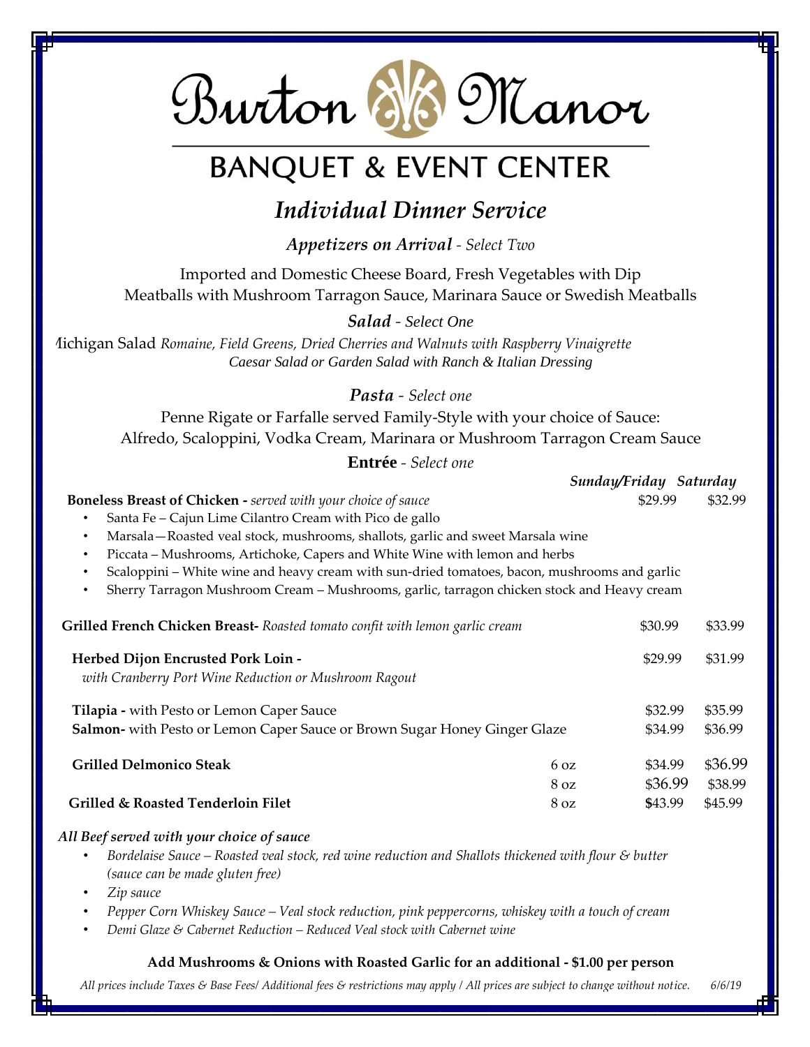# Burton Manor

## BANQUET & EVENT CENTER

## *Individual Dinner Service*

***Appetizers on Arrival*** *- Select Two*

Imported and Domestic Cheese Board, Fresh Vegetables with Dip
Meatballs with Mushroom Tarragon Sauce, Marinara Sauce or Swedish Meatballs

***Salad*** *- Select One*

Michigan Salad *Romaine, Field Greens, Dried Cherries and Walnuts with Raspberry Vinaigrette*
*Caesar Salad or Garden Salad with Ranch & Italian Dressing*

***Pasta*** *- Select one*

Penne Rigate or Farfalle served Family-Style with your choice of Sauce:
Alfredo, Scaloppini, Vodka Cream, Marinara or Mushroom Tarragon Cream Sauce

**Entrée** *- Select one*

| | | *Sunday/Friday* | *Saturday* |
|---|---|---|---|
| **Boneless Breast of Chicken -** *served with your choice of sauce* | | $29.99 | $32.99 |

- Santa Fe – Cajun Lime Cilantro Cream with Pico de gallo
- Marsala—Roasted veal stock, mushrooms, shallots, garlic and sweet Marsala wine
- Piccata – Mushrooms, Artichoke, Capers and White Wine with lemon and herbs
- Scaloppini – White wine and heavy cream with sun-dried tomatoes, bacon, mushrooms and garlic
- Sherry Tarragon Mushroom Cream – Mushrooms, garlic, tarragon chicken stock and Heavy cream

| | | *Sunday/Friday* | *Saturday* |
|---|---|---|---|
| **Grilled French Chicken Breast-** *Roasted tomato confit with lemon garlic cream* | | $30.99 | $33.99 |
| **Herbed Dijon Encrusted Pork Loin -** *with Cranberry Port Wine Reduction or Mushroom Ragout* | | $29.99 | $31.99 |
| **Tilapia -** with Pesto or Lemon Caper Sauce | | $32.99 | $35.99 |
| **Salmon-** with Pesto or Lemon Caper Sauce or Brown Sugar Honey Ginger Glaze | | $34.99 | $36.99 |
| **Grilled Delmonico Steak** | 6 oz | $34.99 | $36.99 |
| | 8 oz | $36.99 | $38.99 |
| **Grilled & Roasted Tenderloin Filet** | 8 oz | $43.99 | $45.99 |

***All Beef served with your choice of sauce***

- *Bordelaise Sauce – Roasted veal stock, red wine reduction and Shallots thickened with flour & butter (sauce can be made gluten free)*
- *Zip sauce*
- *Pepper Corn Whiskey Sauce – Veal stock reduction, pink peppercorns, whiskey with a touch of cream*
- *Demi Glaze & Cabernet Reduction – Reduced Veal stock with Cabernet wine*

**Add Mushrooms & Onions with Roasted Garlic for an additional - $1.00 per person**

*All prices include Taxes & Base Fees/ Additional fees & restrictions may apply / All prices are subject to change without notice.* *6/6/19*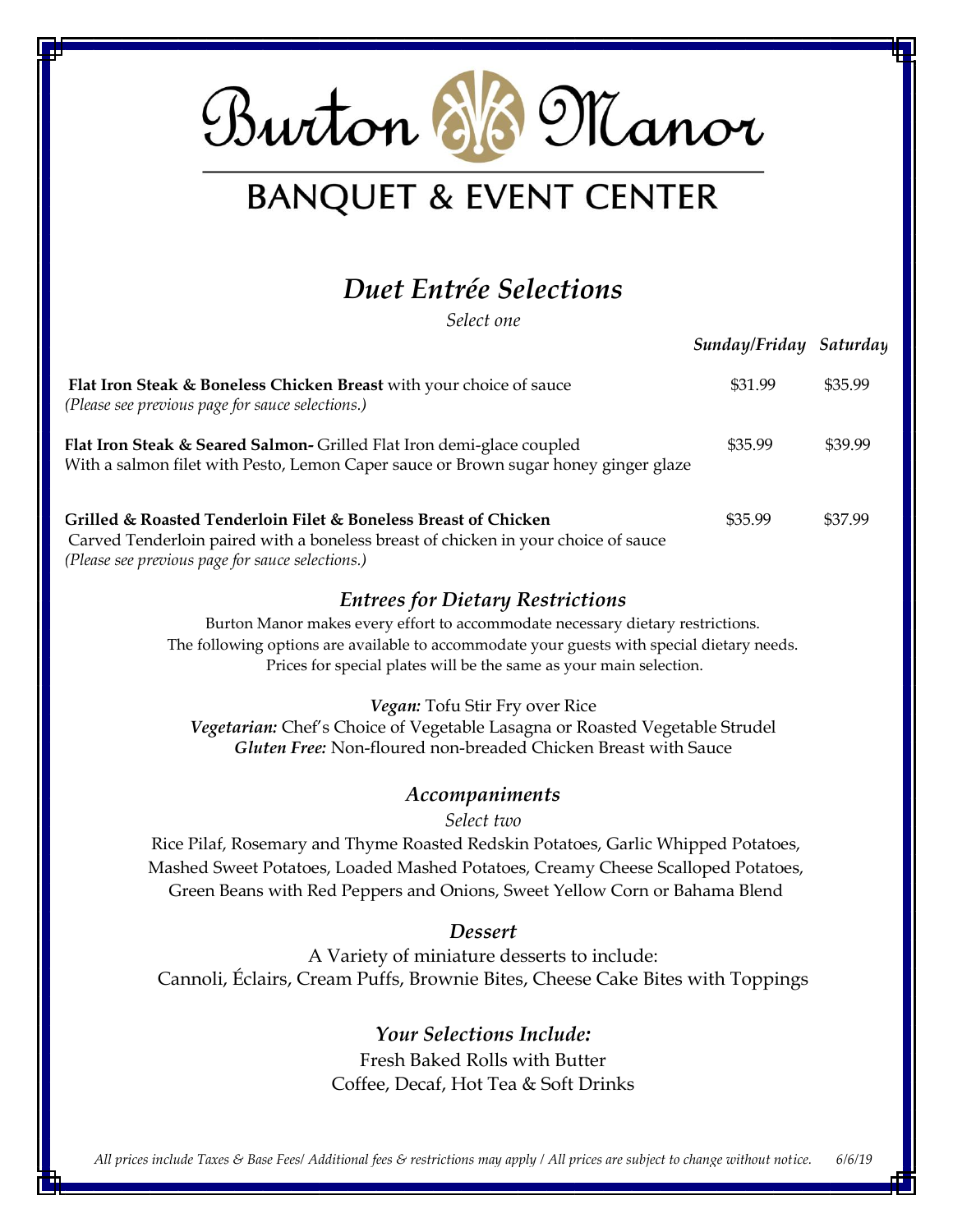# Burton Manor

## BANQUET & EVENT CENTER

## *Duet Entrée Selections*

*Select one*

| | *Sunday/Friday* | *Saturday* |
|---|---|---|
| **Flat Iron Steak & Boneless Chicken Breast** with your choice of sauce<br>*(Please see previous page for sauce selections.)* | \$31.99 | \$35.99 |
| **Flat Iron Steak & Seared Salmon-** Grilled Flat Iron demi-glace coupled With a salmon filet with Pesto, Lemon Caper sauce or Brown sugar honey ginger glaze | \$35.99 | \$39.99 |
| **Grilled & Roasted Tenderloin Filet & Boneless Breast of Chicken**<br>Carved Tenderloin paired with a boneless breast of chicken in your choice of sauce<br>*(Please see previous page for sauce selections.)* | \$35.99 | \$37.99 |

### *Entrees for Dietary Restrictions*

Burton Manor makes every effort to accommodate necessary dietary restrictions.
The following options are available to accommodate your guests with special dietary needs.
Prices for special plates will be the same as your main selection.

***Vegan:*** Tofu Stir Fry over Rice
***Vegetarian:*** Chef's Choice of Vegetable Lasagna or Roasted Vegetable Strudel
***Gluten Free:*** Non-floured non-breaded Chicken Breast with Sauce

### *Accompaniments*

*Select two*

Rice Pilaf, Rosemary and Thyme Roasted Redskin Potatoes, Garlic Whipped Potatoes, Mashed Sweet Potatoes, Loaded Mashed Potatoes, Creamy Cheese Scalloped Potatoes, Green Beans with Red Peppers and Onions, Sweet Yellow Corn or Bahama Blend

### *Dessert*

A Variety of miniature desserts to include:
Cannoli, Éclairs, Cream Puffs, Brownie Bites, Cheese Cake Bites with Toppings

### *Your Selections Include:*

Fresh Baked Rolls with Butter
Coffee, Decaf, Hot Tea & Soft Drinks

*All prices include Taxes & Base Fees/ Additional fees & restrictions may apply / All prices are subject to change without notice. 6/6/19*